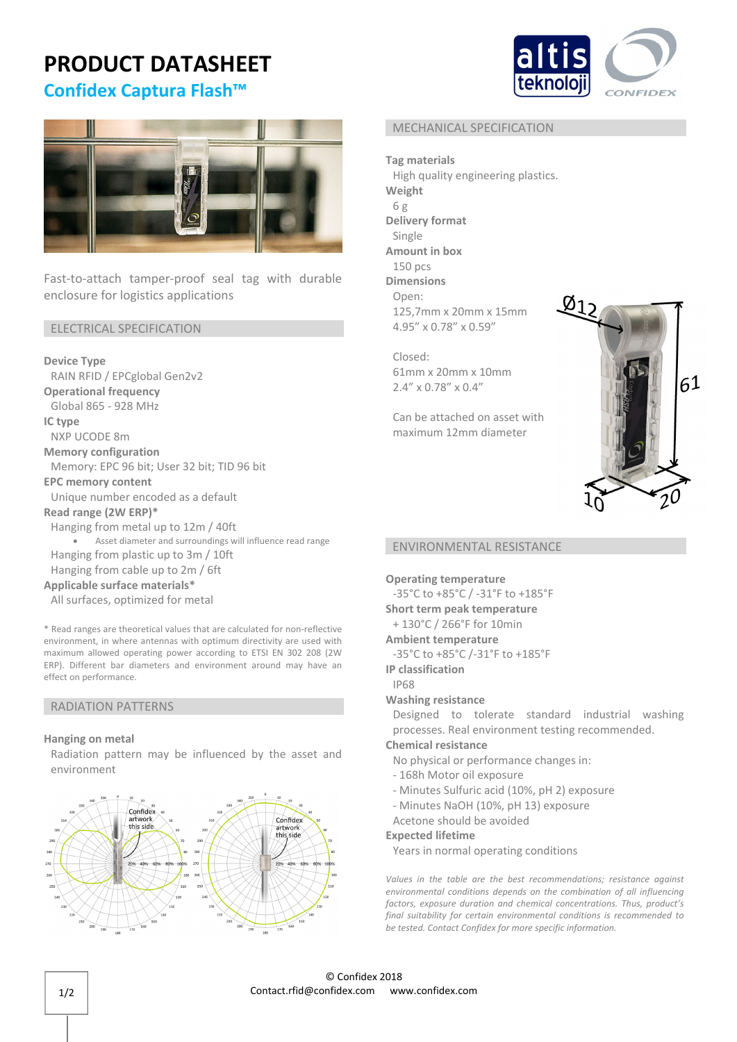# PRODUCT DATASHEET

## Confidex Captura Flash™

Fast-to-attach tamper-proof seal tag with durable enclosure for logistics applications

## ELECTRICAL SPECIFICATION

**Device Type**
RAIN RFID / EPCglobal Gen2v2

**Operational frequency**
Global 865 - 928 MHz

**IC type**
NXP UCODE 8m

**Memory configuration**
Memory: EPC 96 bit; User 32 bit; TID 96 bit

**EPC memory content**
Unique number encoded as a default

**Read range (2W ERP)***
Hanging from metal up to 12m / 40ft

- Asset diameter and surroundings will influence read range

Hanging from plastic up to 3m / 10ft
Hanging from cable up to 2m / 6ft

**Applicable surface materials***
All surfaces, optimized for metal

\* Read ranges are theoretical values that are calculated for non-reflective environment, in where antennas with optimum directivity are used with maximum allowed operating power according to ETSI EN 302 208 (2W ERP). Different bar diameters and environment around may have an effect on performance.

## RADIATION PATTERNS

**Hanging on metal**
Radiation pattern may be influenced by the asset and environment

## MECHANICAL SPECIFICATION

**Tag materials**
High quality engineering plastics.

**Weight**
6 g

**Delivery format**
Single

**Amount in box**
150 pcs

**Dimensions**
Open:
125,7mm x 20mm x 15mm
4.95" x 0.78" x 0.59"

Closed:
61mm x 20mm x 10mm
2.4" x 0.78" x 0.4"

Can be attached on asset with maximum 12mm diameter

## ENVIRONMENTAL RESISTANCE

**Operating temperature**
-35°C to +85°C / -31°F to +185°F

**Short term peak temperature**
+ 130°C / 266°F for 10min

**Ambient temperature**
-35°C to +85°C /-31°F to +185°F

**IP classification**
IP68

**Washing resistance**
Designed to tolerate standard industrial washing processes. Real environment testing recommended.

**Chemical resistance**
No physical or performance changes in:
- 168h Motor oil exposure
- Minutes Sulfuric acid (10%, pH 2) exposure
- Minutes NaOH (10%, pH 13) exposure

Acetone should be avoided

**Expected lifetime**
Years in normal operating conditions

*Values in the table are the best recommendations; resistance against environmental conditions depends on the combination of all influencing factors, exposure duration and chemical concentrations. Thus, product's final suitability for certain environmental conditions is recommended to be tested. Contact Confidex for more specific information.*

© Confidex 2018
Contact.rfid@confidex.com www.confidex.com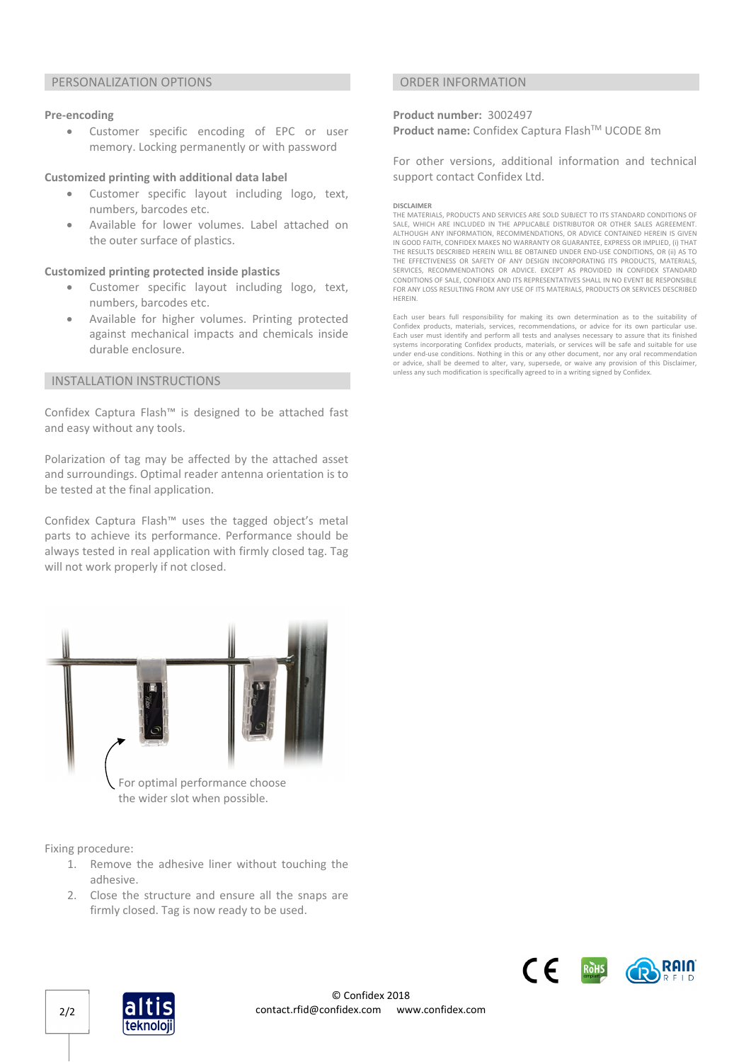## PERSONALIZATION OPTIONS

**Pre-encoding**

- Customer specific encoding of EPC or user memory. Locking permanently or with password

**Customized printing with additional data label**

- Customer specific layout including logo, text, numbers, barcodes etc.
- Available for lower volumes. Label attached on the outer surface of plastics.

**Customized printing protected inside plastics**

- Customer specific layout including logo, text, numbers, barcodes etc.
- Available for higher volumes. Printing protected against mechanical impacts and chemicals inside durable enclosure.

## INSTALLATION INSTRUCTIONS

Confidex Captura Flash™ is designed to be attached fast and easy without any tools.

Polarization of tag may be affected by the attached asset and surroundings. Optimal reader antenna orientation is to be tested at the final application.

Confidex Captura Flash™ uses the tagged object's metal parts to achieve its performance. Performance should be always tested in real application with firmly closed tag. Tag will not work properly if not closed.

For optimal performance choose the wider slot when possible.

Fixing procedure:

1. Remove the adhesive liner without touching the adhesive.
2. Close the structure and ensure all the snaps are firmly closed. Tag is now ready to be used.

## ORDER INFORMATION

**Product number:** 3002497
**Product name:** Confidex Captura Flash™ UCODE 8m

For other versions, additional information and technical support contact Confidex Ltd.

**DISCLAIMER**
THE MATERIALS, PRODUCTS AND SERVICES ARE SOLD SUBJECT TO ITS STANDARD CONDITIONS OF SALE, WHICH ARE INCLUDED IN THE APPLICABLE DISTRIBUTOR OR OTHER SALES AGREEMENT. ALTHOUGH ANY INFORMATION, RECOMMENDATIONS, OR ADVICE CONTAINED HEREIN IS GIVEN IN GOOD FAITH, CONFIDEX MAKES NO WARRANTY OR GUARANTEE, EXPRESS OR IMPLIED, (i) THAT THE RESULTS DESCRIBED HEREIN WILL BE OBTAINED UNDER END-USE CONDITIONS, OR (ii) AS TO THE EFFECTIVENESS OR SAFETY OF ANY DESIGN INCORPORATING ITS PRODUCTS, MATERIALS, SERVICES, RECOMMENDATIONS OR ADVICE. EXCEPT AS PROVIDED IN CONFIDEX STANDARD CONDITIONS OF SALE, CONFIDEX AND ITS REPRESENTATIVES SHALL IN NO EVENT BE RESPONSIBLE FOR ANY LOSS RESULTING FROM ANY USE OF ITS MATERIALS, PRODUCTS OR SERVICES DESCRIBED HEREIN.

Each user bears full responsibility for making its own determination as to the suitability of Confidex products, materials, services, recommendations, or advice for its own particular use. Each user must identify and perform all tests and analyses necessary to assure that its finished systems incorporating Confidex products, materials, or services will be safe and suitable for use under end-use conditions. Nothing in this or any other document, nor any oral recommendation or advice, shall be deemed to alter, vary, supersede, or waive any provision of this Disclaimer, unless any such modification is specifically agreed to in a writing signed by Confidex.

© Confidex 2018
contact.rfid@confidex.com www.confidex.com